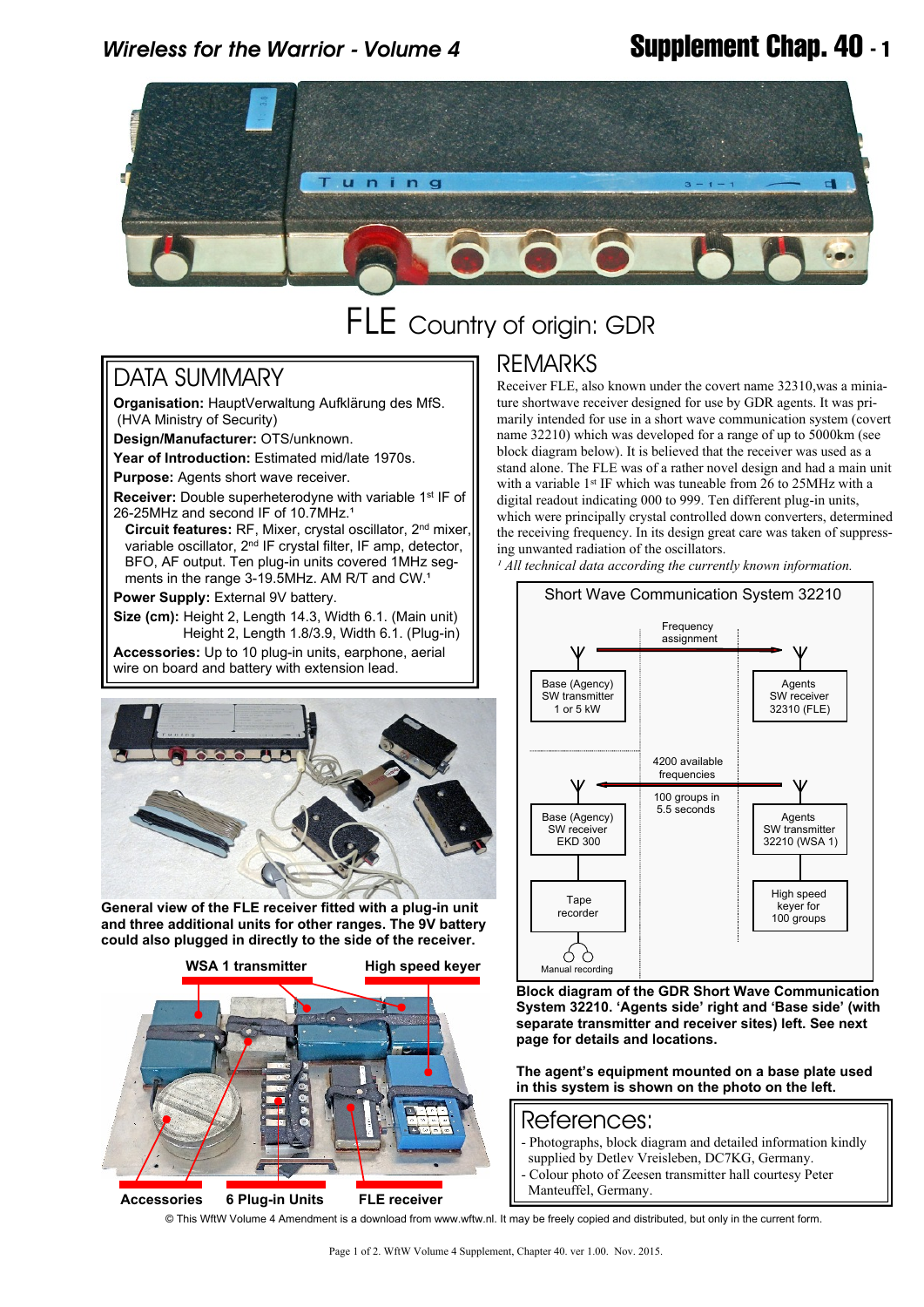# FLE Country of origin: GDR

## DATA SUMMARY

**Organisation:** HauptVerwaltung Aufklärung des MfS. (HVA Ministry of Security)

**Design/Manufacturer:** OTS/unknown.

**Year of Introduction:** Estimated mid/late 1970s.

**Purpose:** Agents short wave receiver.

**Receiver:** Double superheterodyne with variable 1st IF of 26-25MHz and second IF of 10.7MHz.[1]

**Circuit features:** RF, Mixer, crystal oscillator, 2nd mixer, variable oscillator, 2nd IF crystal filter, IF amp, detector, BFO, AF output. Ten plug-in units covered 1MHz segments in the range 3-19.5MHz. AM R/T and CW.[1]

**Power Supply:** External 9V battery.

**Size (cm):** Height 2, Length 14.3, Width 6.1. (Main unit) Height 2, Length 1.8/3.9, Width 6.1. (Plug-in)

**Accessories:** Up to 10 plug-in units, earphone, aerial wire on board and battery with extension lead.

**General view of the FLE receiver fitted with a plug-in unit and three additional units for other ranges. The 9V battery could also plugged in directly to the side of the receiver.**

WSA 1 transmitter — High speed keyer — Accessories — 6 Plug-in Units — FLE receiver

## REMARKS

Receiver FLE, also known under the covert name 32310,was a miniature shortwave receiver designed for use by GDR agents. It was primarily intended for use in a short wave communication system (covert name 32210) which was developed for a range of up to 5000km (see block diagram below). It is believed that the receiver was used as a stand alone. The FLE was of a rather novel design and had a main unit with a variable 1st IF which was tuneable from 26 to 25MHz with a digital readout indicating 000 to 999. Ten different plug-in units, which were principally crystal controlled down converters, determined the receiving frequency. In its design great care was taken of suppressing unwanted radiation of the oscillators.

[1] *All technical data according the currently known information.*

Short Wave Communication System 32210

Frequency assignment: Base (Agency) SW transmitter 1 or 5 kW → Agents SW receiver 32310 (FLE)

4200 available frequencies; 100 groups in 5.5 seconds: Agents SW transmitter 32210 (WSA 1) → Base (Agency) SW receiver EKD 300

Tape recorder — Manual recording; High speed keyer for 100 groups

**Block diagram of the GDR Short Wave Communication System 32210. 'Agents side' right and 'Base side' (with separate transmitter and receiver sites) left. See next page for details and locations.**

**The agent's equipment mounted on a base plate used in this system is shown on the photo on the left.**

## References:

- Photographs, block diagram and detailed information kindly supplied by Detlev Vreisleben, DC7KG, Germany.
- Colour photo of Zeesen transmitter hall courtesy Peter Manteuffel, Germany.

© This WftW Volume 4 Amendment is a download from www.wftw.nl. It may be freely copied and distributed, but only in the current form.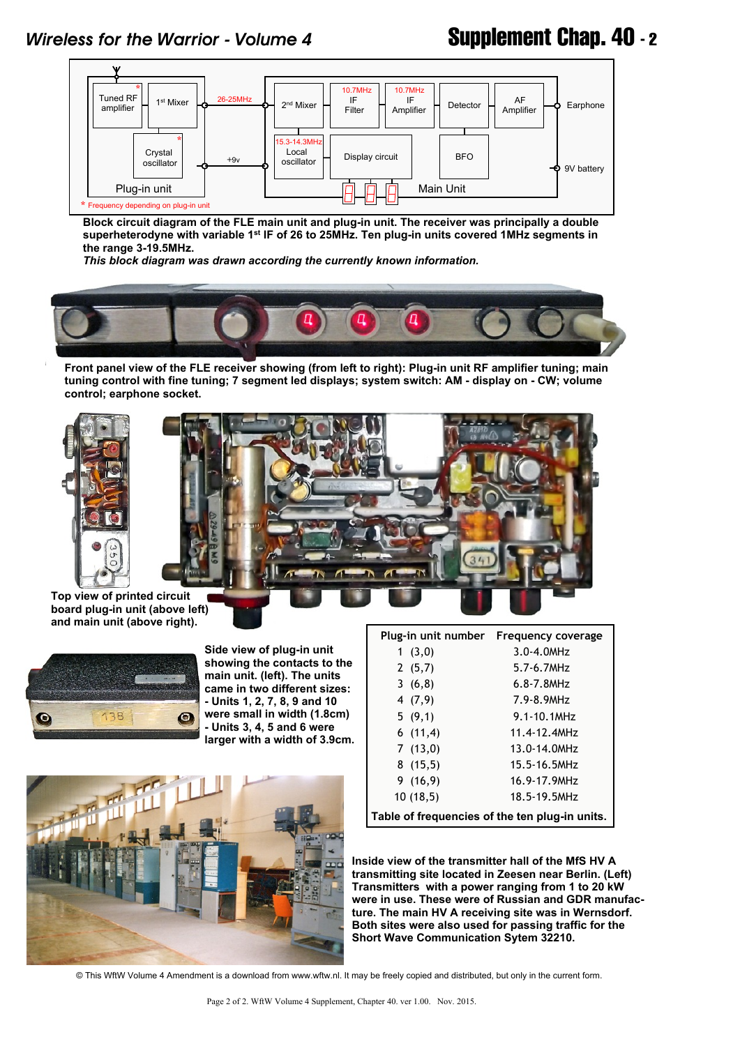Block circuit diagram of the FLE main unit and plug-in unit. The receiver was principally a double superheterodyne with variable 1st IF of 26 to 25MHz. Ten plug-in units covered 1MHz segments in the range 3-19.5MHz.

*This block diagram was drawn according the currently known information.*

Front panel view of the FLE receiver showing (from left to right): Plug-in unit RF amplifier tuning; main tuning control with fine tuning; 7 segment led displays; system switch: AM - display on - CW; volume control; earphone socket.

**Top view of printed circuit board plug-in unit (above left) and main unit (above right).**

**Side view of plug-in unit showing the contacts to the main unit. (left). The units came in two different sizes:**
- **Units 1, 2, 7, 8, 9 and 10 were small in width (1.8cm)**
- **Units 3, 4, 5 and 6 were larger with a width of 3.9cm.**

| Plug-in unit number | Frequency coverage |
|---|---|
| 1 (3,0) | 3.0-4.0MHz |
| 2 (5,7) | 5.7-6.7MHz |
| 3 (6,8) | 6.8-7.8MHz |
| 4 (7,9) | 7.9-8.9MHz |
| 5 (9,1) | 9.1-10.1MHz |
| 6 (11,4) | 11.4-12.4MHz |
| 7 (13,0) | 13.0-14.0MHz |
| 8 (15,5) | 15.5-16.5MHz |
| 9 (16,9) | 16.9-17.9MHz |
| 10 (18,5) | 18.5-19.5MHz |

**Table of frequencies of the ten plug-in units.**

**Inside view of the transmitter hall of the MfS HV A transmitting site located in Zeesen near Berlin. (Left) Transmitters with a power ranging from 1 to 20 kW were in use. These were of Russian and GDR manufacture. The main HV A receiving site was in Wernsdorf. Both sites were also used for passing traffic for the Short Wave Communication Sytem 32210.**

© This WftW Volume 4 Amendment is a download from www.wftw.nl. It may be freely copied and distributed, but only in the current form.